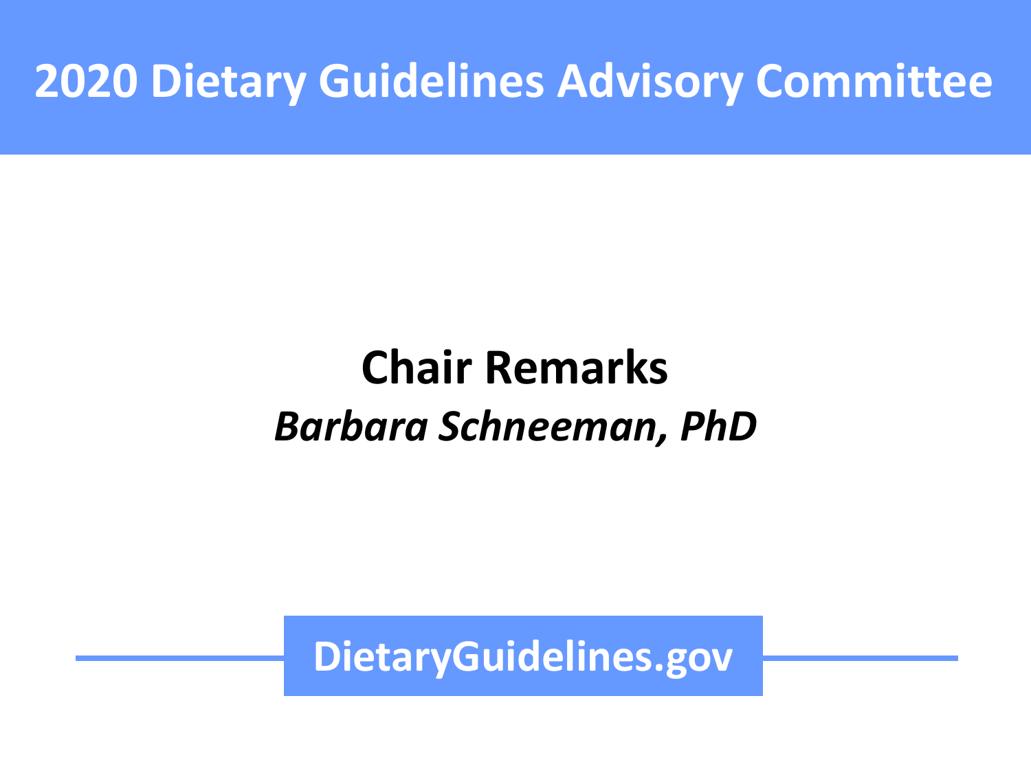# 2020 Dietary Guidelines Advisory Committee

## Chair Remarks

*Barbara Schneeman, PhD*

DietaryGuidelines.gov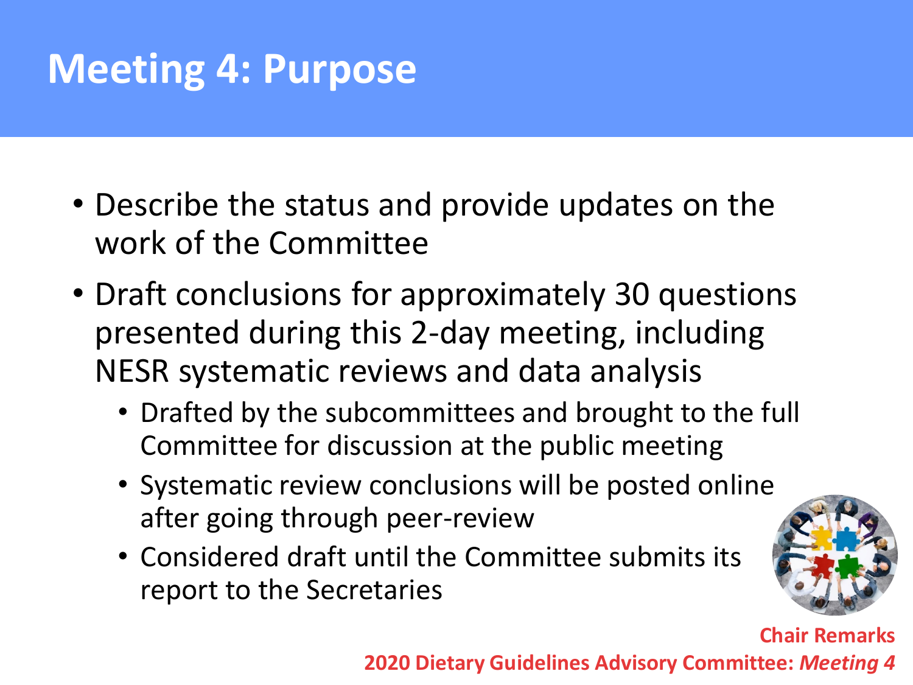# Meeting 4: Purpose

- Describe the status and provide updates on the work of the Committee
- Draft conclusions for approximately 30 questions presented during this 2-day meeting, including NESR systematic reviews and data analysis
  - Drafted by the subcommittees and brought to the full Committee for discussion at the public meeting
  - Systematic review conclusions will be posted online after going through peer-review
  - Considered draft until the Committee submits its report to the Secretaries

**Chair Remarks**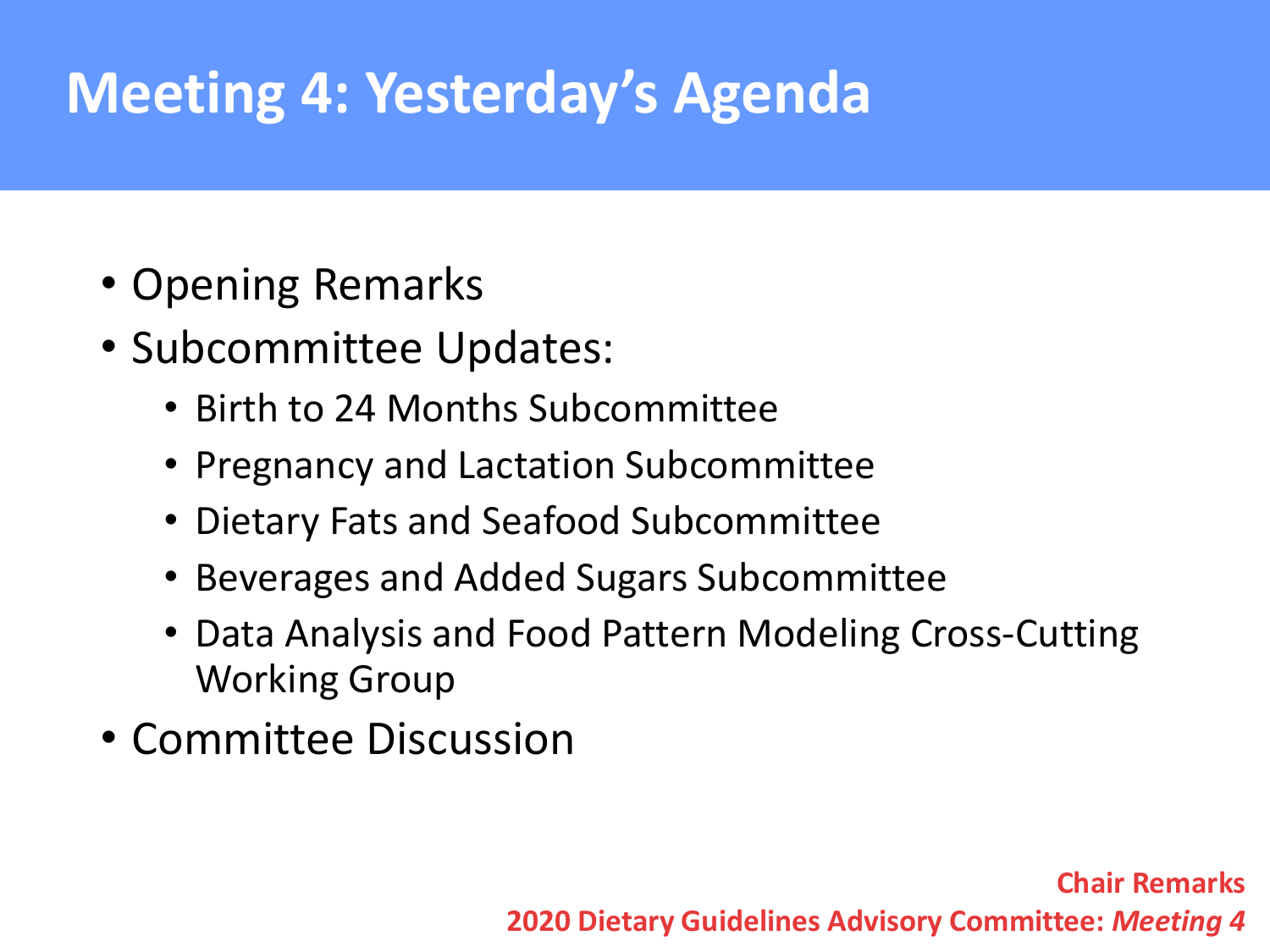# Meeting 4: Yesterday's Agenda

- Opening Remarks
- Subcommittee Updates:
  - Birth to 24 Months Subcommittee
  - Pregnancy and Lactation Subcommittee
  - Dietary Fats and Seafood Subcommittee
  - Beverages and Added Sugars Subcommittee
  - Data Analysis and Food Pattern Modeling Cross-Cutting Working Group
- Committee Discussion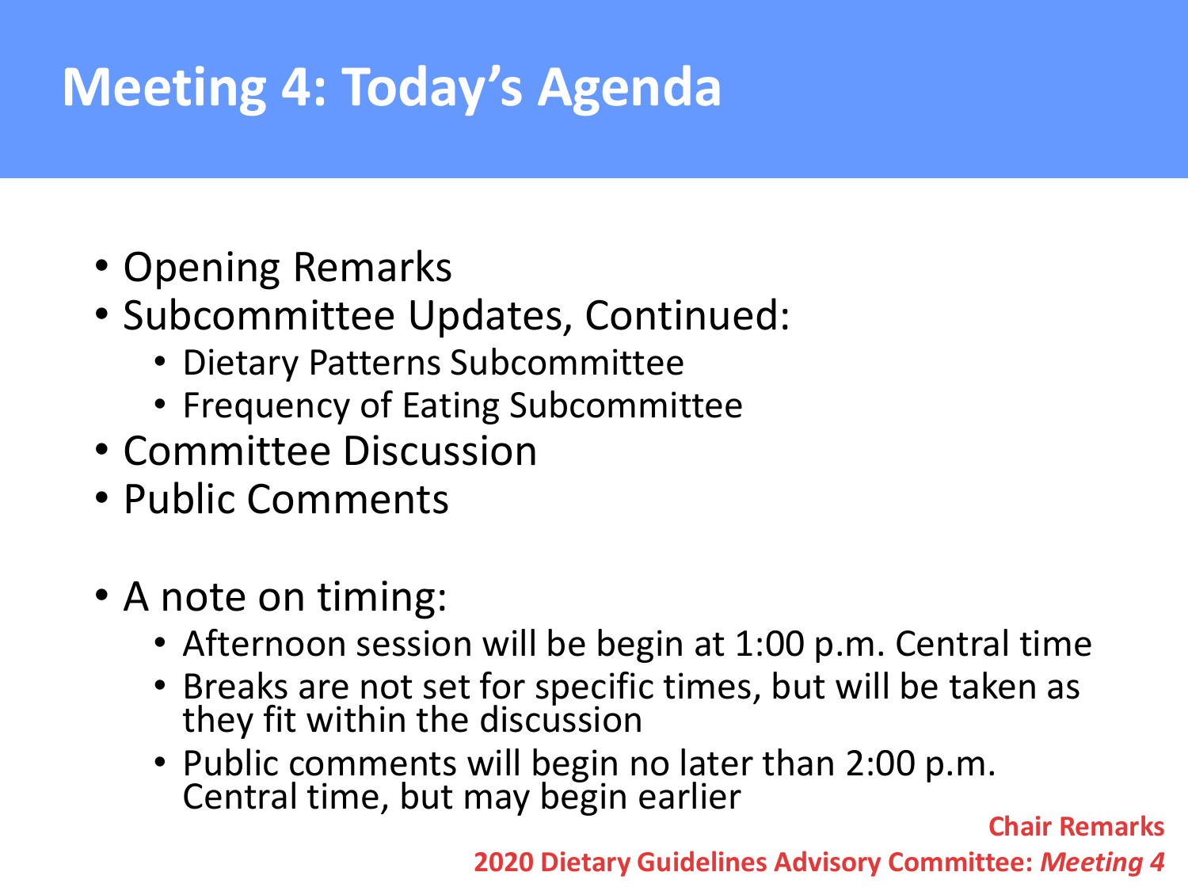# Meeting 4: Today's Agenda

- Opening Remarks
- Subcommittee Updates, Continued:
  - Dietary Patterns Subcommittee
  - Frequency of Eating Subcommittee
- Committee Discussion
- Public Comments

- A note on timing:
  - Afternoon session will be begin at 1:00 p.m. Central time
  - Breaks are not set for specific times, but will be taken as they fit within the discussion
  - Public comments will begin no later than 2:00 p.m. Central time, but may begin earlier

**Chair Remarks**

**2020 Dietary Guidelines Advisory Committee: *Meeting 4***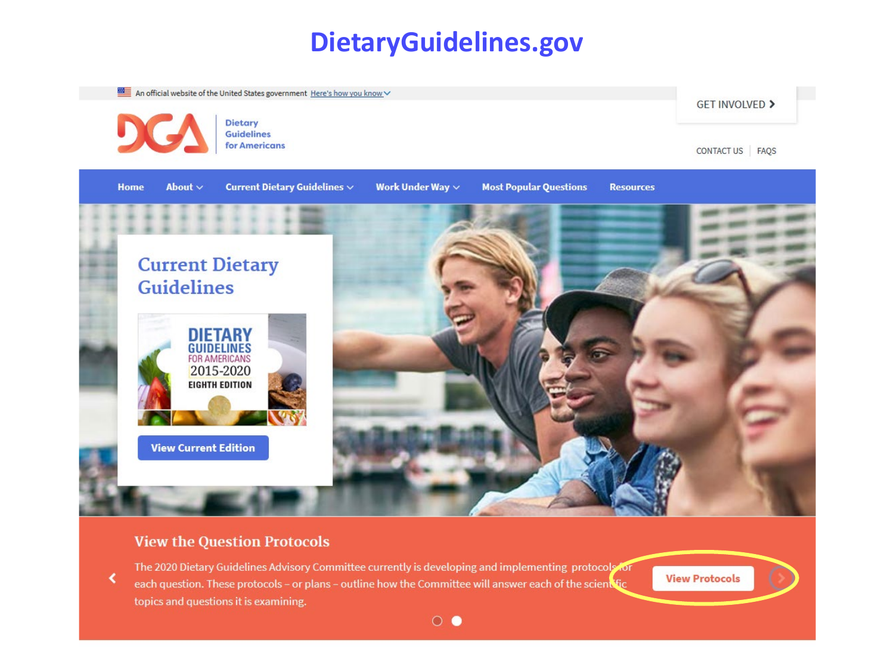# DietaryGuidelines.gov

An official website of the United States government Here's how you know

DGA Dietary Guidelines for Americans

GET INVOLVED

CONTACT US | FAQS

Home | About | Current Dietary Guidelines | Work Under Way | Most Popular Questions | Resources

## Current Dietary Guidelines

DIETARY GUIDELINES FOR AMERICANS 2015-2020 EIGHTH EDITION

View Current Edition

## View the Question Protocols

The 2020 Dietary Guidelines Advisory Committee currently is developing and implementing protocols for each question. These protocols – or plans – outline how the Committee will answer each of the scientific topics and questions it is examining.

View Protocols